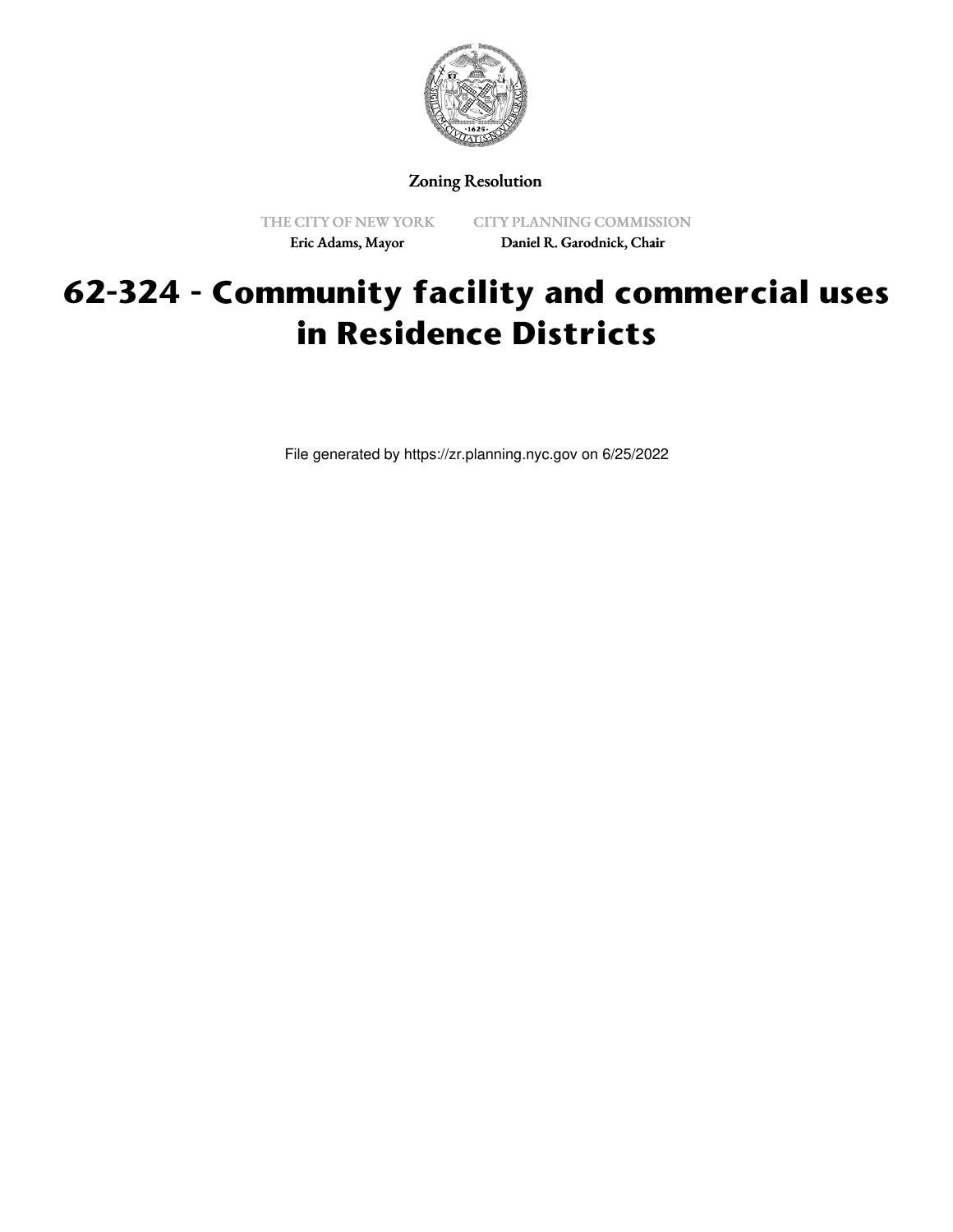Zoning Resolution

THE CITY OF NEW YORK
Eric Adams, Mayor

CITY PLANNING COMMISSION
Daniel R. Garodnick, Chair

# 62-324 - Community facility and commercial uses in Residence Districts

File generated by https://zr.planning.nyc.gov on 6/25/2022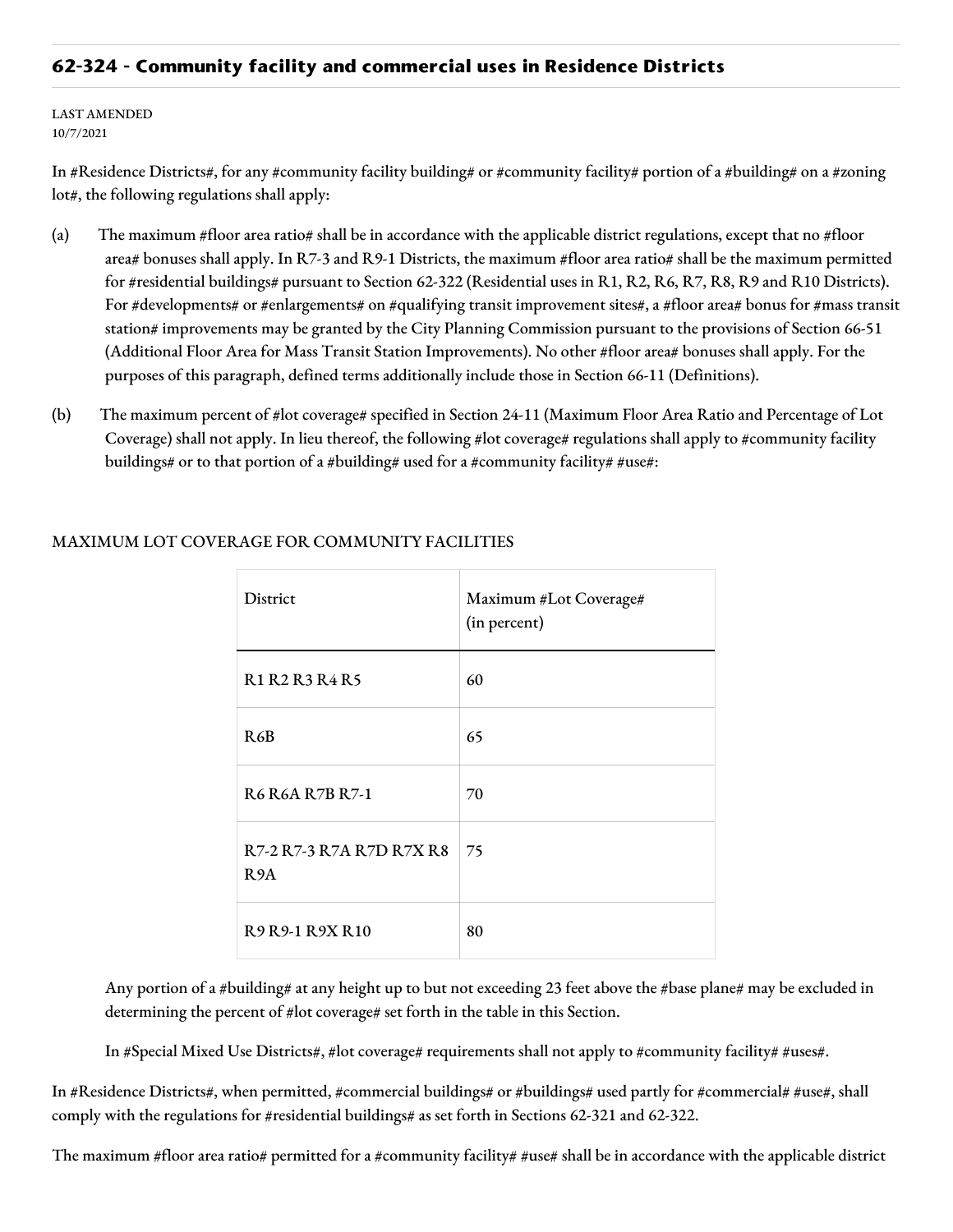## 62-324 - Community facility and commercial uses in Residence Districts

LAST AMENDED
10/7/2021

In #Residence Districts#, for any #community facility building# or #community facility# portion of a #building# on a #zoning lot#, the following regulations shall apply:

(a) The maximum #floor area ratio# shall be in accordance with the applicable district regulations, except that no #floor area# bonuses shall apply. In R7-3 and R9-1 Districts, the maximum #floor area ratio# shall be the maximum permitted for #residential buildings# pursuant to Section 62-322 (Residential uses in R1, R2, R6, R7, R8, R9 and R10 Districts). For #developments# or #enlargements# on #qualifying transit improvement sites#, a #floor area# bonus for #mass transit station# improvements may be granted by the City Planning Commission pursuant to the provisions of Section 66-51 (Additional Floor Area for Mass Transit Station Improvements). No other #floor area# bonuses shall apply. For the purposes of this paragraph, defined terms additionally include those in Section 66-11 (Definitions).

(b) The maximum percent of #lot coverage# specified in Section 24-11 (Maximum Floor Area Ratio and Percentage of Lot Coverage) shall not apply. In lieu thereof, the following #lot coverage# regulations shall apply to #community facility buildings# or to that portion of a #building# used for a #community facility# #use#:

MAXIMUM LOT COVERAGE FOR COMMUNITY FACILITIES

| District | Maximum #Lot Coverage# (in percent) |
|---|---|
| R1 R2 R3 R4 R5 | 60 |
| R6B | 65 |
| R6 R6A R7B R7-1 | 70 |
| R7-2 R7-3 R7A R7D R7X R8 R9A | 75 |
| R9 R9-1 R9X R10 | 80 |

Any portion of a #building# at any height up to but not exceeding 23 feet above the #base plane# may be excluded in determining the percent of #lot coverage# set forth in the table in this Section.

In #Special Mixed Use Districts#, #lot coverage# requirements shall not apply to #community facility# #uses#.

In #Residence Districts#, when permitted, #commercial buildings# or #buildings# used partly for #commercial# #use#, shall comply with the regulations for #residential buildings# as set forth in Sections 62-321 and 62-322.

The maximum #floor area ratio# permitted for a #community facility# #use# shall be in accordance with the applicable district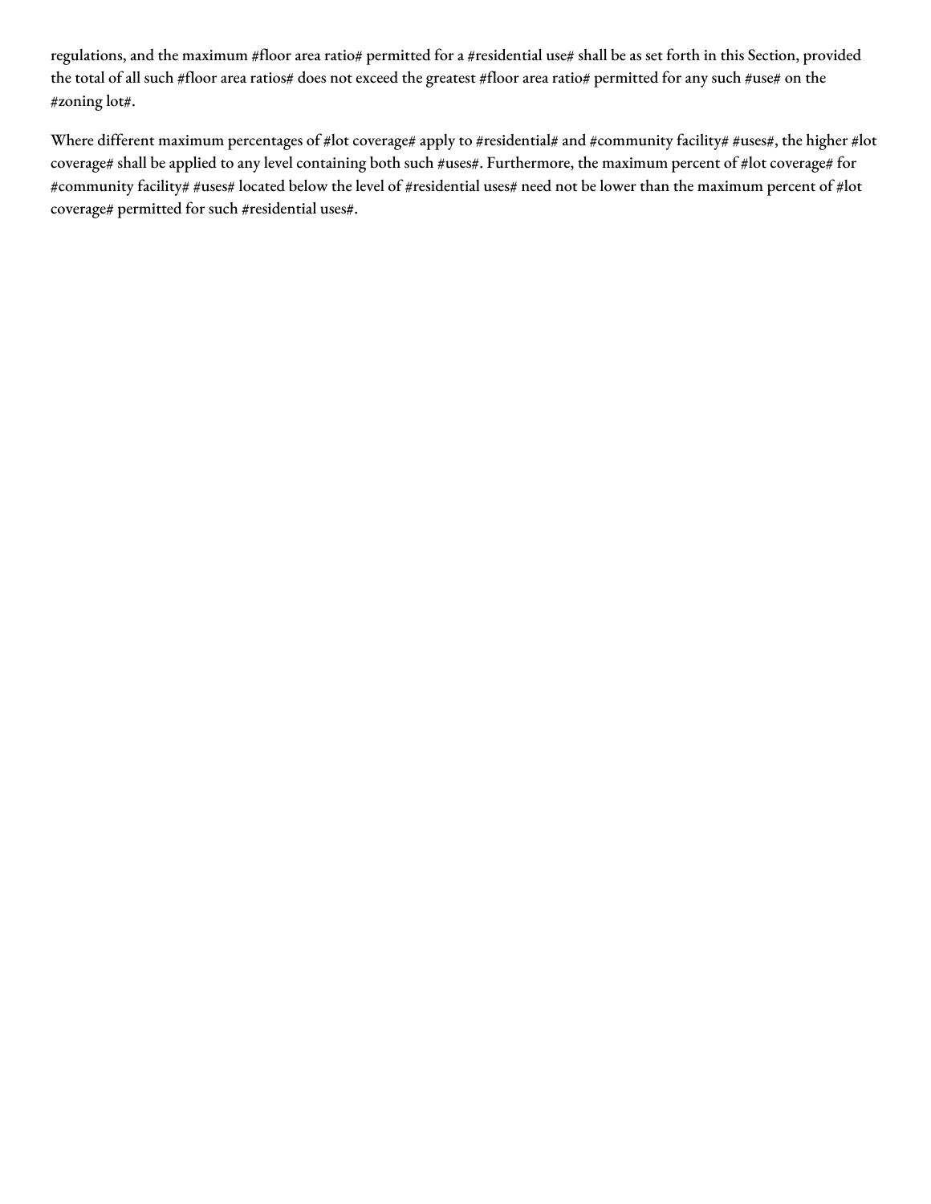regulations, and the maximum #floor area ratio# permitted for a #residential use# shall be as set forth in this Section, provided the total of all such #floor area ratios# does not exceed the greatest #floor area ratio# permitted for any such #use# on the #zoning lot#.

Where different maximum percentages of #lot coverage# apply to #residential# and #community facility# #uses#, the higher #lot coverage# shall be applied to any level containing both such #uses#. Furthermore, the maximum percent of #lot coverage# for #community facility# #uses# located below the level of #residential uses# need not be lower than the maximum percent of #lot coverage# permitted for such #residential uses#.